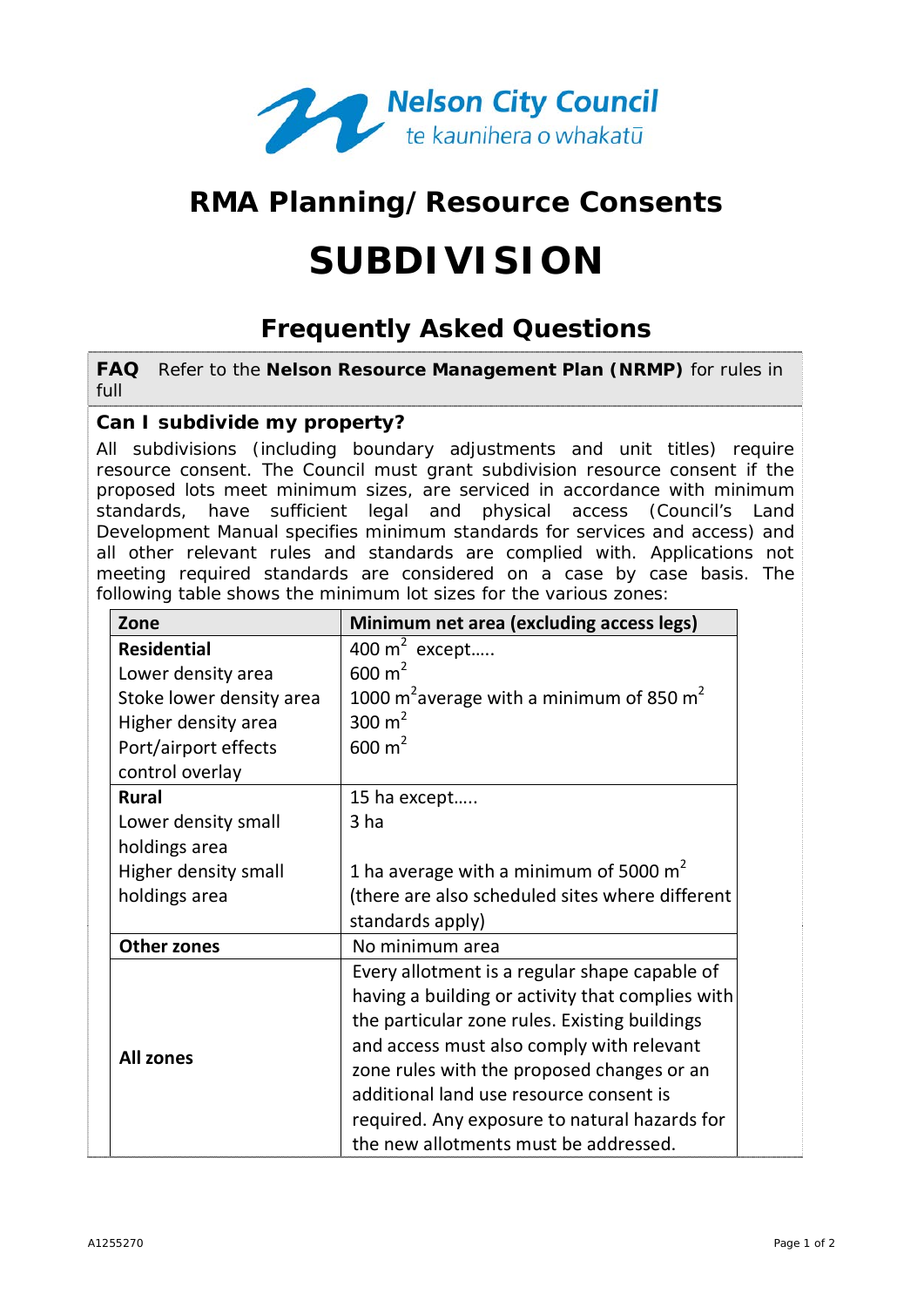Nelson City Council
te kaunihera o whakatū

# RMA Planning/Resource Consents

# SUBDIVISION

## Frequently Asked Questions

**FAQ** Refer to the **Nelson Resource Management Plan (NRMP)** for rules in full

### Can I subdivide my property?

All subdivisions (including boundary adjustments and unit titles) require resource consent. The Council must grant subdivision resource consent if the proposed lots meet minimum sizes, are serviced in accordance with minimum standards, have sufficient legal and physical access (Council's Land Development Manual specifies minimum standards for services and access) and all other relevant rules and standards are complied with. Applications not meeting required standards are considered on a case by case basis. The following table shows the minimum lot sizes for the various zones:

| Zone | Minimum net area (excluding access legs) |
| --- | --- |
| **Residential** | 400 $m^2$ except….. |
| Lower density area | 600 $m^2$ |
| Stoke lower density area | 1000 $m^2$ average with a minimum of 850 $m^2$ |
| Higher density area | 300 $m^2$ |
| Port/airport effects control overlay | 600 $m^2$ |
| **Rural** | 15 ha except….. |
| Lower density small holdings area | 3 ha |
| Higher density small holdings area | 1 ha average with a minimum of 5000 $m^2$ (there are also scheduled sites where different standards apply) |
| **Other zones** | No minimum area |
| **All zones** | Every allotment is a regular shape capable of having a building or activity that complies with the particular zone rules. Existing buildings and access must also comply with relevant zone rules with the proposed changes or an additional land use resource consent is required. Any exposure to natural hazards for the new allotments must be addressed. |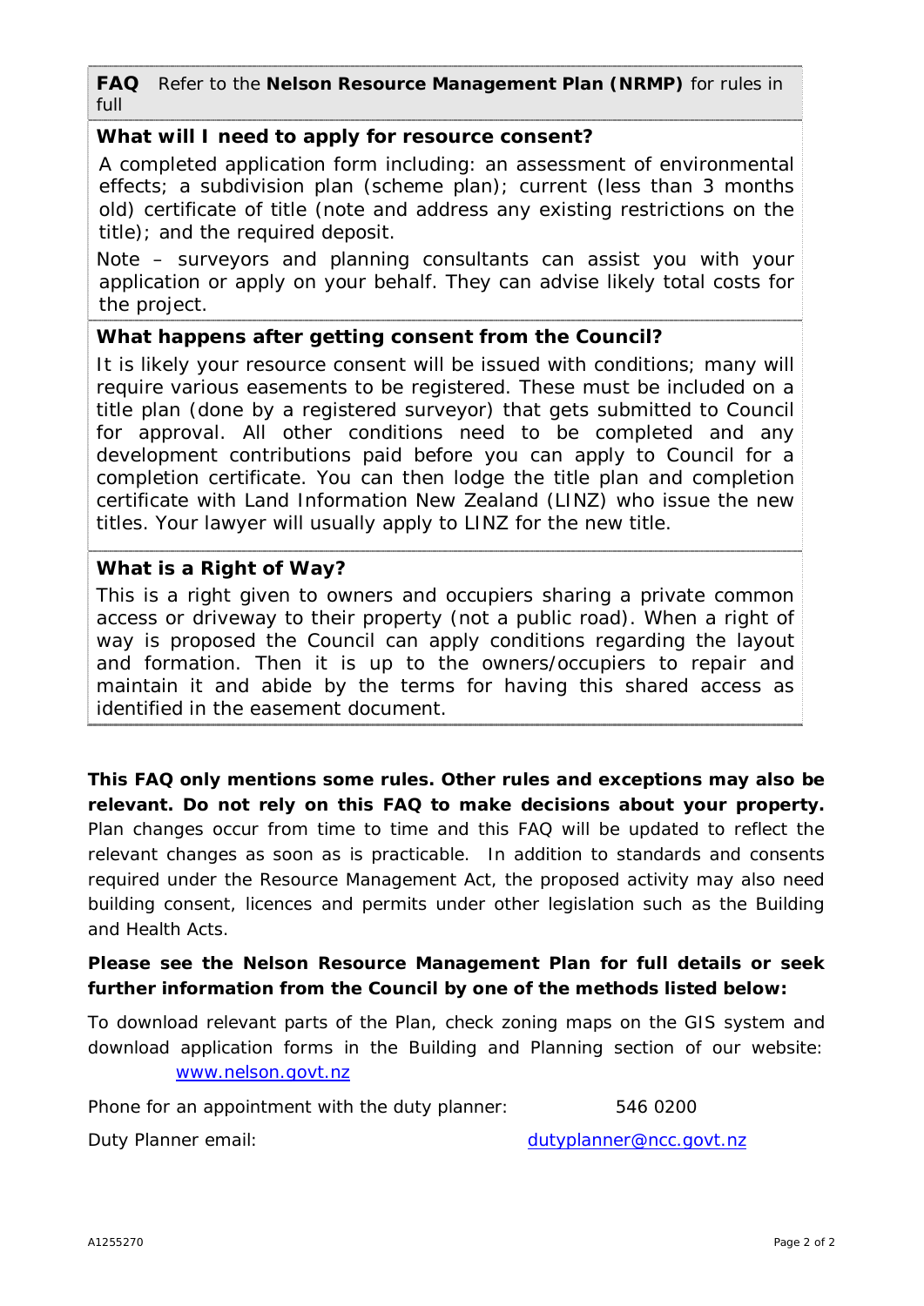**FAQ** Refer to the **Nelson Resource Management Plan (NRMP)** for rules in full

### What will I need to apply for resource consent?

A completed application form including: an assessment of environmental effects; a subdivision plan (scheme plan); current (less than 3 months old) certificate of title (note and address any existing restrictions on the title); and the required deposit.

Note – surveyors and planning consultants can assist you with your application or apply on your behalf. They can advise likely total costs for the project.

### What happens after getting consent from the Council?

It is likely your resource consent will be issued with conditions; many will require various easements to be registered. These must be included on a title plan (done by a registered surveyor) that gets submitted to Council for approval. All other conditions need to be completed and any development contributions paid before you can apply to Council for a completion certificate. You can then lodge the title plan and completion certificate with Land Information New Zealand (LINZ) who issue the new titles. Your lawyer will usually apply to LINZ for the new title.

### What is a Right of Way?

This is a right given to owners and occupiers sharing a private common access or driveway to their property (not a public road). When a right of way is proposed the Council can apply conditions regarding the layout and formation. Then it is up to the owners/occupiers to repair and maintain it and abide by the terms for having this shared access as identified in the easement document.

**This FAQ only mentions some rules. Other rules and exceptions may also be relevant. Do not rely on this FAQ to make decisions about your property.** Plan changes occur from time to time and this FAQ will be updated to reflect the relevant changes as soon as is practicable. In addition to standards and consents required under the Resource Management Act, the proposed activity may also need building consent, licences and permits under other legislation such as the Building and Health Acts.

**Please see the Nelson Resource Management Plan for full details or seek further information from the Council by one of the methods listed below:**

To download relevant parts of the Plan, check zoning maps on the GIS system and download application forms in the Building and Planning section of our website: www.nelson.govt.nz

Phone for an appointment with the duty planner: 546 0200

Duty Planner email: dutyplanner@ncc.govt.nz

A1255270